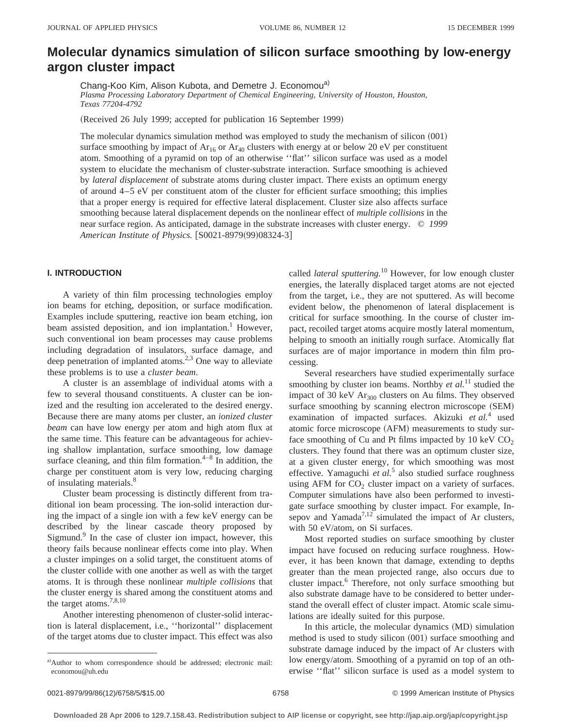# Molecular dynamics simulation of silicon surface smoothing by low-energy argon cluster impact

Chang-Koo Kim, Alison Kubota, and Demetre J. Economou[a]

*Plasma Processing Laboratory Department of Chemical Engineering, University of Houston, Houston, Texas 77204-4792*

(Received 26 July 1999; accepted for publication 16 September 1999)

The molecular dynamics simulation method was employed to study the mechanism of silicon (001) surface smoothing by impact of $Ar_{16}$ or $Ar_{40}$ clusters with energy at or below 20 eV per constituent atom. Smoothing of a pyramid on top of an otherwise ''flat'' silicon surface was used as a model system to elucidate the mechanism of cluster-substrate interaction. Surface smoothing is achieved by *lateral displacement* of substrate atoms during cluster impact. There exists an optimum energy of around 4–5 eV per constituent atom of the cluster for efficient surface smoothing; this implies that a proper energy is required for effective lateral displacement. Cluster size also affects surface smoothing because lateral displacement depends on the nonlinear effect of *multiple collisions* in the near surface region. As anticipated, damage in the substrate increases with cluster energy. © *1999 American Institute of Physics.* [S0021-8979(99)08324-3]

## I. INTRODUCTION

A variety of thin film processing technologies employ ion beams for etching, deposition, or surface modification. Examples include sputtering, reactive ion beam etching, ion beam assisted deposition, and ion implantation.[1] However, such conventional ion beam processes may cause problems including degradation of insulators, surface damage, and deep penetration of implanted atoms.[2,3] One way to alleviate these problems is to use a *cluster beam*.

A cluster is an assemblage of individual atoms with a few to several thousand constituents. A cluster can be ionized and the resulting ion accelerated to the desired energy. Because there are many atoms per cluster, an *ionized cluster beam* can have low energy per atom and high atom flux at the same time. This feature can be advantageous for achieving shallow implantation, surface smoothing, low damage surface cleaning, and thin film formation.[4–8] In addition, the charge per constituent atom is very low, reducing charging of insulating materials.[8]

Cluster beam processing is distinctly different from traditional ion beam processing. The ion-solid interaction during the impact of a single ion with a few keV energy can be described by the linear cascade theory proposed by Sigmund.[9] In the case of cluster ion impact, however, this theory fails because nonlinear effects come into play. When a cluster impinges on a solid target, the constituent atoms of the cluster collide with one another as well as with the target atoms. It is through these nonlinear *multiple collisions* that the cluster energy is shared among the constituent atoms and the target atoms.[7,8,10]

Another interesting phenomenon of cluster-solid interaction is lateral displacement, i.e., ''horizontal'' displacement of the target atoms due to cluster impact. This effect was also called *lateral sputtering*.[10] However, for low enough cluster energies, the laterally displaced target atoms are not ejected from the target, i.e., they are not sputtered. As will become evident below, the phenomenon of lateral displacement is critical for surface smoothing. In the course of cluster impact, recoiled target atoms acquire mostly lateral momentum, helping to smooth an initially rough surface. Atomically flat surfaces are of major importance in modern thin film processing.

Several researchers have studied experimentally surface smoothing by cluster ion beams. Northby *et al.*[11] studied the impact of 30 keV $Ar_{300}$ clusters on Au films. They observed surface smoothing by scanning electron microscope (SEM) examination of impacted surfaces. Akizuki *et al.*[4] used atomic force microscope (AFM) measurements to study surface smoothing of Cu and Pt films impacted by 10 keV $CO_2$ clusters. They found that there was an optimum cluster size, at a given cluster energy, for which smoothing was most effective. Yamaguchi *et al.*[5] also studied surface roughness using AFM for $CO_2$ cluster impact on a variety of surfaces. Computer simulations have also been performed to investigate surface smoothing by cluster impact. For example, Insepov and Yamada[7,12] simulated the impact of Ar clusters, with 50 eV/atom, on Si surfaces.

Most reported studies on surface smoothing by cluster impact have focused on reducing surface roughness. However, it has been known that damage, extending to depths greater than the mean projected range, also occurs due to cluster impact.[6] Therefore, not only surface smoothing but also substrate damage have to be considered to better understand the overall effect of cluster impact. Atomic scale simulations are ideally suited for this purpose.

In this article, the molecular dynamics (MD) simulation method is used to study silicon (001) surface smoothing and substrate damage induced by the impact of Ar clusters with low energy/atom. Smoothing of a pyramid on top of an otherwise ''flat'' silicon surface is used as a model system to

[a]Author to whom correspondence should be addressed; electronic mail: economou@uh.edu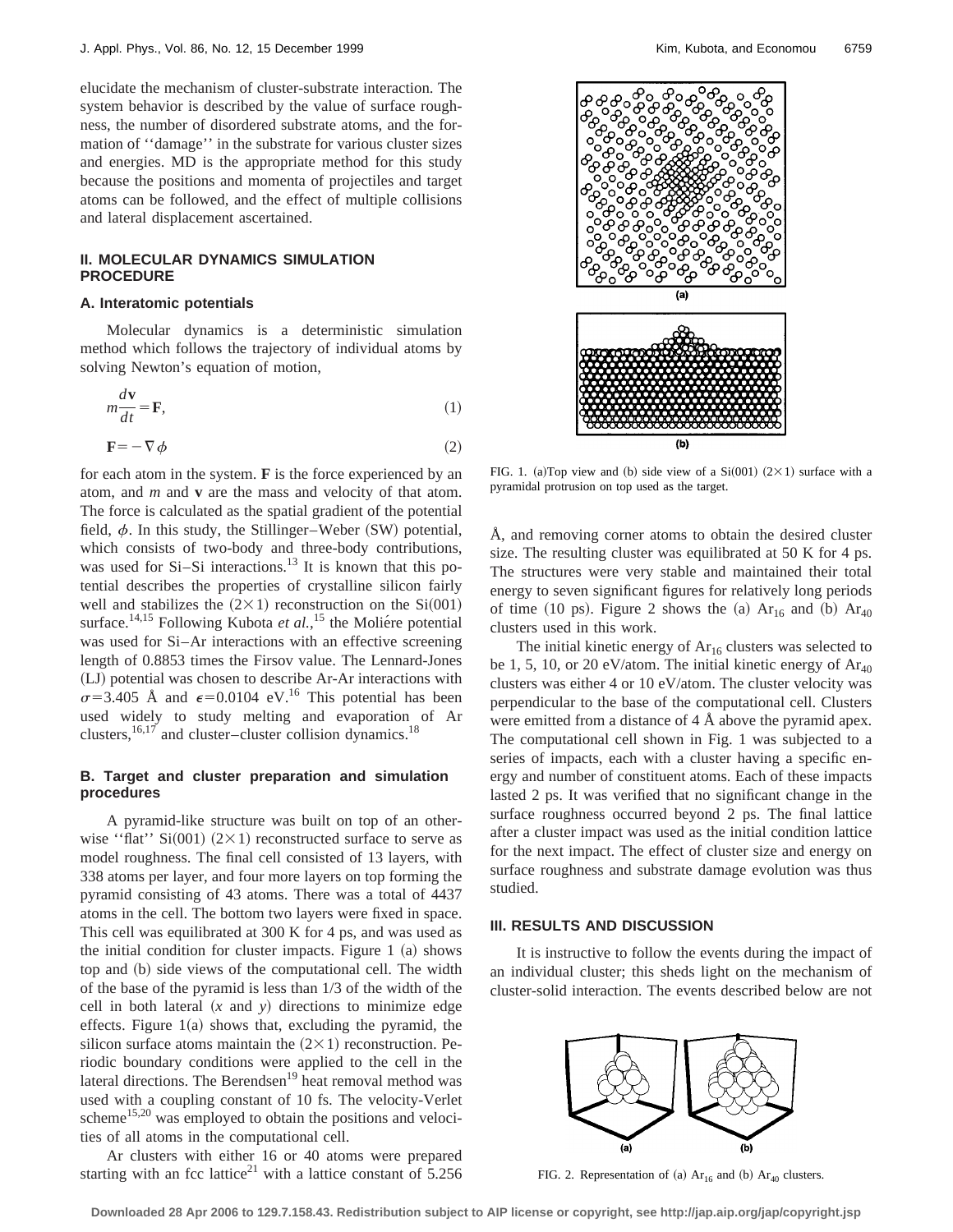elucidate the mechanism of cluster-substrate interaction. The system behavior is described by the value of surface roughness, the number of disordered substrate atoms, and the formation of ''damage'' in the substrate for various cluster sizes and energies. MD is the appropriate method for this study because the positions and momenta of projectiles and target atoms can be followed, and the effect of multiple collisions and lateral displacement ascertained.

## II. MOLECULAR DYNAMICS SIMULATION PROCEDURE

### A. Interatomic potentials

Molecular dynamics is a deterministic simulation method which follows the trajectory of individual atoms by solving Newton's equation of motion,

$$m\frac{d\mathbf{v}}{dt}=\mathbf{F}, \tag{1}$$

$$\mathbf{F}=-\nabla\phi \tag{2}$$

for each atom in the system. $\mathbf{F}$ is the force experienced by an atom, and $m$ and $\mathbf{v}$ are the mass and velocity of that atom. The force is calculated as the spatial gradient of the potential field, $\phi$. In this study, the Stillinger–Weber (SW) potential, which consists of two-body and three-body contributions, was used for Si–Si interactions.[13] It is known that this potential describes the properties of crystalline silicon fairly well and stabilizes the $(2\times1)$ reconstruction on the Si(001) surface.[14,15] Following Kubota *et al.*,[15] the Moliére potential was used for Si–Ar interactions with an effective screening length of 0.8853 times the Firsov value. The Lennard-Jones (LJ) potential was chosen to describe Ar-Ar interactions with $\sigma=3.405$ Å and $\epsilon=0.0104$ eV.[16] This potential has been used widely to study melting and evaporation of Ar clusters,[16,17] and cluster–cluster collision dynamics.[18]

### B. Target and cluster preparation and simulation procedures

A pyramid-like structure was built on top of an otherwise ''flat'' Si(001) $(2\times1)$ reconstructed surface to serve as model roughness. The final cell consisted of 13 layers, with 338 atoms per layer, and four more layers on top forming the pyramid consisting of 43 atoms. There was a total of 4437 atoms in the cell. The bottom two layers were fixed in space. This cell was equilibrated at 300 K for 4 ps, and was used as the initial condition for cluster impacts. Figure 1 (a) shows top and (b) side views of the computational cell. The width of the base of the pyramid is less than 1/3 of the width of the cell in both lateral ($x$ and $y$) directions to minimize edge effects. Figure 1(a) shows that, excluding the pyramid, the silicon surface atoms maintain the $(2\times1)$ reconstruction. Periodic boundary conditions were applied to the cell in the lateral directions. The Berendsen[19] heat removal method was used with a coupling constant of 10 fs. The velocity-Verlet scheme[15,20] was employed to obtain the positions and velocities of all atoms in the computational cell.

Ar clusters with either 16 or 40 atoms were prepared starting with an fcc lattice[21] with a lattice constant of 5.256 Å, and removing corner atoms to obtain the desired cluster size. The resulting cluster was equilibrated at 50 K for 4 ps. The structures were very stable and maintained their total energy to seven significant figures for relatively long periods of time (10 ps). Figure 2 shows the (a) $Ar_{16}$ and (b) $Ar_{40}$ clusters used in this work.

FIG. 1. (a)Top view and (b) side view of a Si(001) $(2\times1)$ surface with a pyramidal protrusion on top used as the target.

The initial kinetic energy of $Ar_{16}$ clusters was selected to be 1, 5, 10, or 20 eV/atom. The initial kinetic energy of $Ar_{40}$ clusters was either 4 or 10 eV/atom. The cluster velocity was perpendicular to the base of the computational cell. Clusters were emitted from a distance of 4 Å above the pyramid apex. The computational cell shown in Fig. 1 was subjected to a series of impacts, each with a cluster having a specific energy and number of constituent atoms. Each of these impacts lasted 2 ps. It was verified that no significant change in the surface roughness occurred beyond 2 ps. The final lattice after a cluster impact was used as the initial condition lattice for the next impact. The effect of cluster size and energy on surface roughness and substrate damage evolution was thus studied.

## III. RESULTS AND DISCUSSION

It is instructive to follow the events during the impact of an individual cluster; this sheds light on the mechanism of cluster-solid interaction. The events described below are not

FIG. 2. Representation of (a) $Ar_{16}$ and (b) $Ar_{40}$ clusters.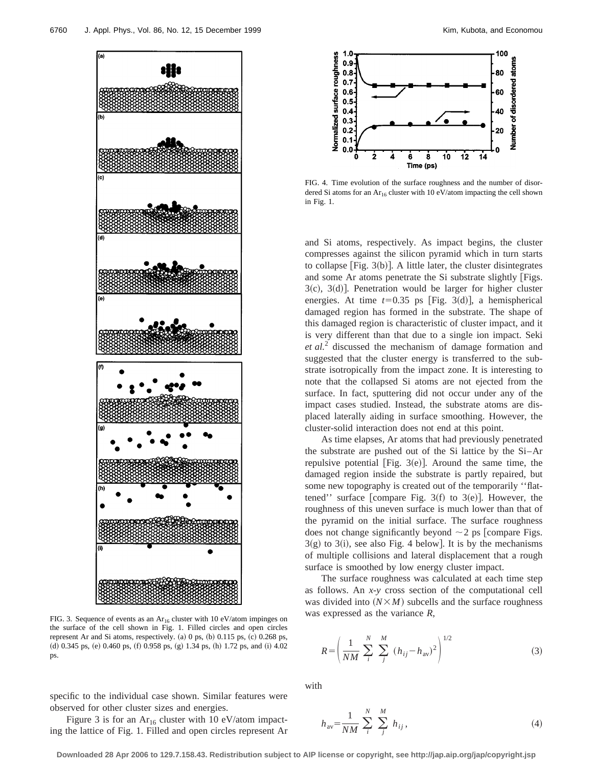FIG. 3. Sequence of events as an $Ar_{16}$ cluster with 10 eV/atom impinges on the surface of the cell shown in Fig. 1. Filled circles and open circles represent Ar and Si atoms, respectively. (a) 0 ps, (b) 0.115 ps, (c) 0.268 ps, (d) 0.345 ps, (e) 0.460 ps, (f) 0.958 ps, (g) 1.34 ps, (h) 1.72 ps, and (i) 4.02 ps.

specific to the individual case shown. Similar features were observed for other cluster sizes and energies.

Figure 3 is for an $Ar_{16}$ cluster with 10 eV/atom impacting the lattice of Fig. 1. Filled and open circles represent Ar and Si atoms, respectively. As impact begins, the cluster compresses against the silicon pyramid which in turn starts to collapse [Fig. 3(b)]. A little later, the cluster disintegrates and some Ar atoms penetrate the Si substrate slightly [Figs. 3(c), 3(d)]. Penetration would be larger for higher cluster energies. At time $t=0.35$ ps [Fig. 3(d)], a hemispherical damaged region has formed in the substrate. The shape of this damaged region is characteristic of cluster impact, and it is very different than that due to a single ion impact. Seki *et al.*[2] discussed the mechanism of damage formation and suggested that the cluster energy is transferred to the substrate isotropically from the impact zone. It is interesting to note that the collapsed Si atoms are not ejected from the surface. In fact, sputtering did not occur under any of the impact cases studied. Instead, the substrate atoms are displaced laterally aiding in surface smoothing. However, the cluster-solid interaction does not end at this point.

As time elapses, Ar atoms that had previously penetrated the substrate are pushed out of the Si lattice by the Si–Ar repulsive potential [Fig. 3(e)]. Around the same time, the damaged region inside the substrate is partly repaired, but some new topography is created out of the temporarily ''flattened'' surface [compare Fig. 3(f) to 3(e)]. However, the roughness of this uneven surface is much lower than that of the pyramid on the initial surface. The surface roughness does not change significantly beyond ~2 ps [compare Figs. 3(g) to 3(i), see also Fig. 4 below]. It is by the mechanisms of multiple collisions and lateral displacement that a rough surface is smoothed by low energy cluster impact.

FIG. 4. Time evolution of the surface roughness and the number of disordered Si atoms for an $Ar_{16}$ cluster with 10 eV/atom impacting the cell shown in Fig. 1.

The surface roughness was calculated at each time step as follows. An *x-y* cross section of the computational cell was divided into $(N\times M)$ subcells and the surface roughness was expressed as the variance *R*,

$$R=\left(\frac{1}{NM}\sum_{i}^{N}\sum_{j}^{M}(h_{ij}-h_{\mathrm{av}})^2\right)^{1/2} \tag{3}$$

with

$$h_{\mathrm{av}}=\frac{1}{NM}\sum_{i}^{N}\sum_{j}^{M}h_{ij}, \tag{4}$$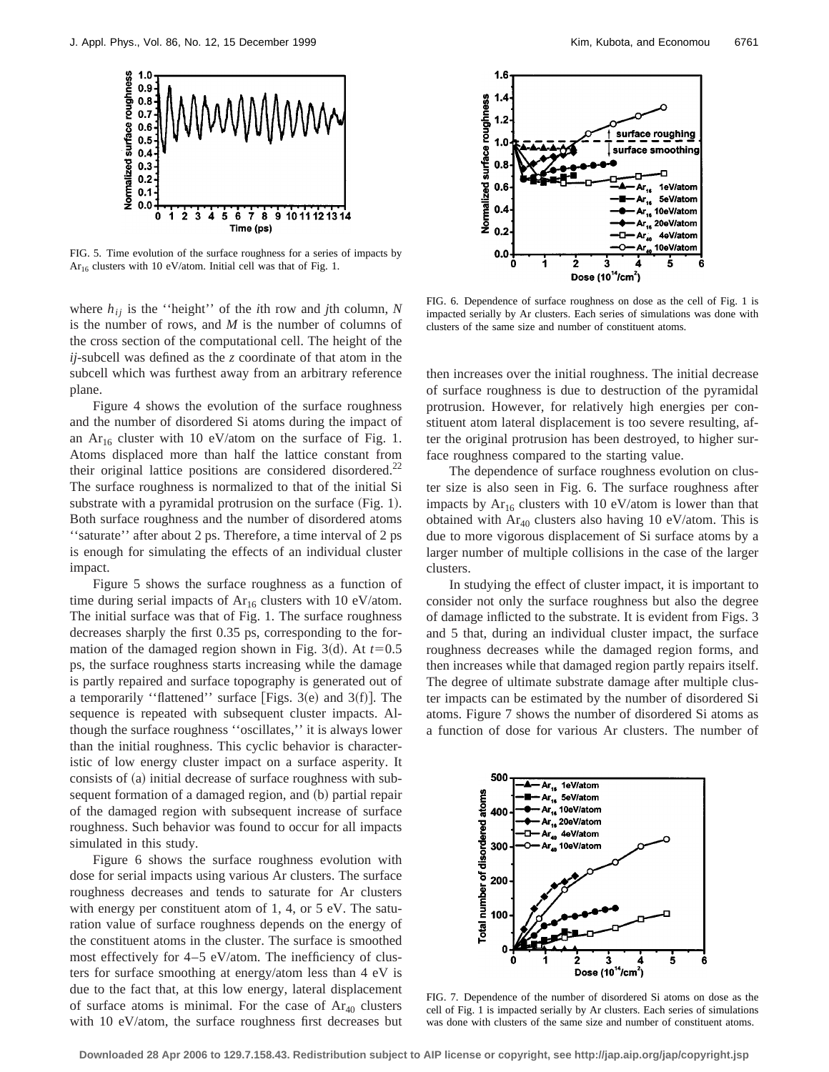FIG. 5. Time evolution of the surface roughness for a series of impacts by $Ar_{16}$ clusters with 10 eV/atom. Initial cell was that of Fig. 1.

where $h_{ij}$ is the ''height'' of the $i$th row and $j$th column, $N$ is the number of rows, and $M$ is the number of columns of the cross section of the computational cell. The height of the $ij$-subcell was defined as the $z$ coordinate of that atom in the subcell which was furthest away from an arbitrary reference plane.

Figure 4 shows the evolution of the surface roughness and the number of disordered Si atoms during the impact of an $Ar_{16}$ cluster with 10 eV/atom on the surface of Fig. 1. Atoms displaced more than half the lattice constant from their original lattice positions are considered disordered.[22] The surface roughness is normalized to that of the initial Si substrate with a pyramidal protrusion on the surface (Fig. 1). Both surface roughness and the number of disordered atoms ''saturate'' after about 2 ps. Therefore, a time interval of 2 ps is enough for simulating the effects of an individual cluster impact.

Figure 5 shows the surface roughness as a function of time during serial impacts of $Ar_{16}$ clusters with 10 eV/atom. The initial surface was that of Fig. 1. The surface roughness decreases sharply the first 0.35 ps, corresponding to the formation of the damaged region shown in Fig. 3(d). At $t=0.5$ ps, the surface roughness starts increasing while the damage is partly repaired and surface topography is generated out of a temporarily ''flattened'' surface [Figs. 3(e) and 3(f)]. The sequence is repeated with subsequent cluster impacts. Although the surface roughness ''oscillates,'' it is always lower than the initial roughness. This cyclic behavior is characteristic of low energy cluster impact on a surface asperity. It consists of (a) initial decrease of surface roughness with subsequent formation of a damaged region, and (b) partial repair of the damaged region with subsequent increase of surface roughness. Such behavior was found to occur for all impacts simulated in this study.

Figure 6 shows the surface roughness evolution with dose for serial impacts using various Ar clusters. The surface roughness decreases and tends to saturate for Ar clusters with energy per constituent atom of 1, 4, or 5 eV. The saturation value of surface roughness depends on the energy of the constituent atoms in the cluster. The surface is smoothed most effectively for 4–5 eV/atom. The inefficiency of clusters for surface smoothing at energy/atom less than 4 eV is due to the fact that, at this low energy, lateral displacement of surface atoms is minimal. For the case of $Ar_{40}$ clusters with 10 eV/atom, the surface roughness first decreases but then increases over the initial roughness. The initial decrease of surface roughness is due to destruction of the pyramidal protrusion. However, for relatively high energies per constituent atom lateral displacement is too severe resulting, after the original protrusion has been destroyed, to higher surface roughness compared to the starting value.

FIG. 6. Dependence of surface roughness on dose as the cell of Fig. 1 is impacted serially by Ar clusters. Each series of simulations was done with clusters of the same size and number of constituent atoms.

The dependence of surface roughness evolution on cluster size is also seen in Fig. 6. The surface roughness after impacts by $Ar_{16}$ clusters with 10 eV/atom is lower than that obtained with $Ar_{40}$ clusters also having 10 eV/atom. This is due to more vigorous displacement of Si surface atoms by a larger number of multiple collisions in the case of the larger clusters.

In studying the effect of cluster impact, it is important to consider not only the surface roughness but also the degree of damage inflicted to the substrate. It is evident from Figs. 3 and 5 that, during an individual cluster impact, the surface roughness decreases while the damaged region forms, and then increases while that damaged region partly repairs itself. The degree of ultimate substrate damage after multiple cluster impacts can be estimated by the number of disordered Si atoms. Figure 7 shows the number of disordered Si atoms as a function of dose for various Ar clusters. The number of

FIG. 7. Dependence of the number of disordered Si atoms on dose as the cell of Fig. 1 is impacted serially by Ar clusters. Each series of simulations was done with clusters of the same size and number of constituent atoms.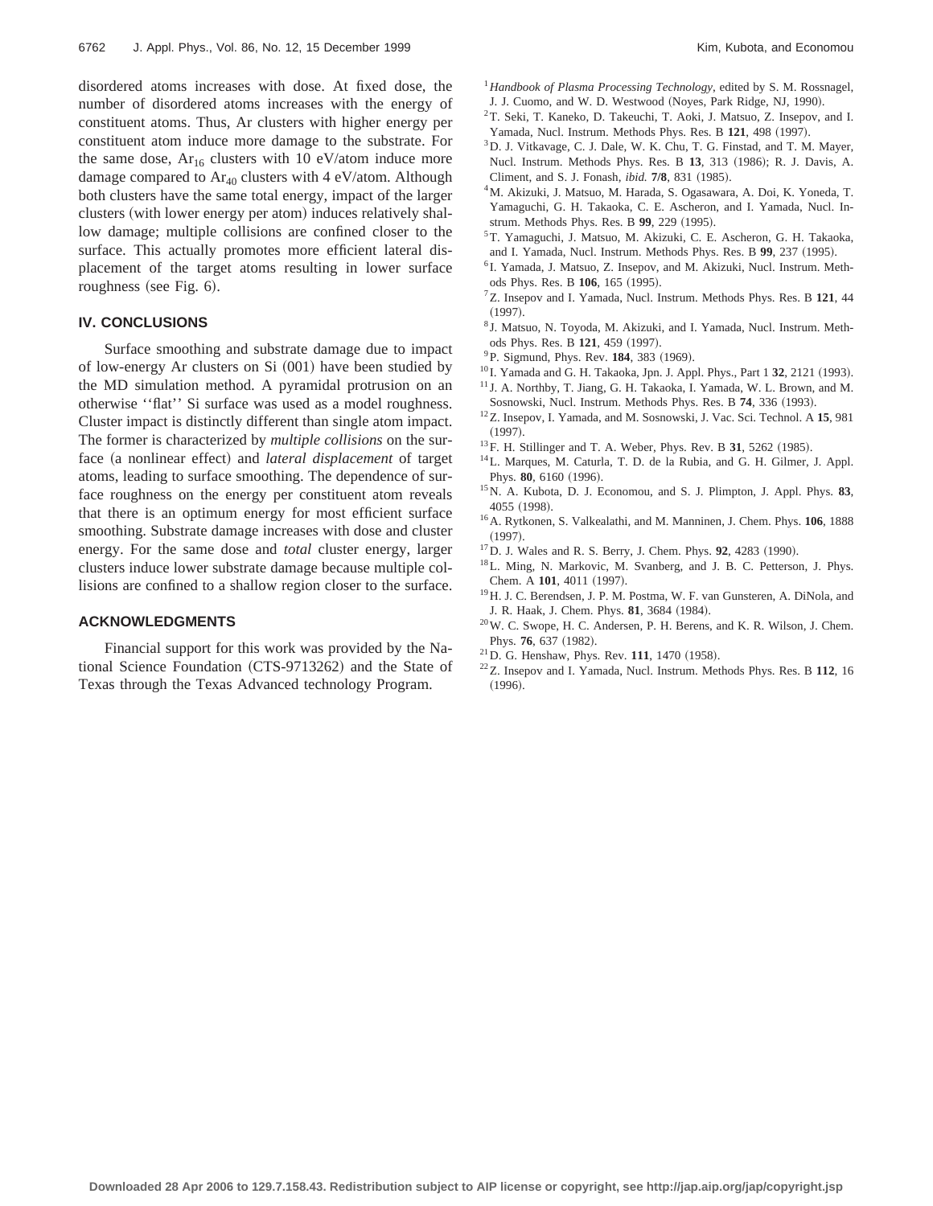disordered atoms increases with dose. At fixed dose, the number of disordered atoms increases with the energy of constituent atoms. Thus, Ar clusters with higher energy per constituent atom induce more damage to the substrate. For the same dose, $Ar_{16}$ clusters with 10 eV/atom induce more damage compared to $Ar_{40}$ clusters with 4 eV/atom. Although both clusters have the same total energy, impact of the larger clusters (with lower energy per atom) induces relatively shallow damage; multiple collisions are confined closer to the surface. This actually promotes more efficient lateral displacement of the target atoms resulting in lower surface roughness (see Fig. 6).

## IV. CONCLUSIONS

Surface smoothing and substrate damage due to impact of low-energy Ar clusters on Si (001) have been studied by the MD simulation method. A pyramidal protrusion on an otherwise ''flat'' Si surface was used as a model roughness. Cluster impact is distinctly different than single atom impact. The former is characterized by *multiple collisions* on the surface (a nonlinear effect) and *lateral displacement* of target atoms, leading to surface smoothing. The dependence of surface roughness on the energy per constituent atom reveals that there is an optimum energy for most efficient surface smoothing. Substrate damage increases with dose and cluster energy. For the same dose and *total* cluster energy, larger clusters induce lower substrate damage because multiple collisions are confined to a shallow region closer to the surface.

## ACKNOWLEDGMENTS

Financial support for this work was provided by the National Science Foundation (CTS-9713262) and the State of Texas through the Texas Advanced technology Program.

[1] *Handbook of Plasma Processing Technology*, edited by S. M. Rossnagel, J. J. Cuomo, and W. D. Westwood (Noyes, Park Ridge, NJ, 1990).

[2] T. Seki, T. Kaneko, D. Takeuchi, T. Aoki, J. Matsuo, Z. Insepov, and I. Yamada, Nucl. Instrum. Methods Phys. Res. B **121**, 498 (1997).

[3] D. J. Vitkavage, C. J. Dale, W. K. Chu, T. G. Finstad, and T. M. Mayer, Nucl. Instrum. Methods Phys. Res. B **13**, 313 (1986); R. J. Davis, A. Climent, and S. J. Fonash, *ibid.* **7/8**, 831 (1985).

[4] M. Akizuki, J. Matsuo, M. Harada, S. Ogasawara, A. Doi, K. Yoneda, T. Yamaguchi, G. H. Takaoka, C. E. Ascheron, and I. Yamada, Nucl. Instrum. Methods Phys. Res. B **99**, 229 (1995).

[5] T. Yamaguchi, J. Matsuo, M. Akizuki, C. E. Ascheron, G. H. Takaoka, and I. Yamada, Nucl. Instrum. Methods Phys. Res. B **99**, 237 (1995).

[6] I. Yamada, J. Matsuo, Z. Insepov, and M. Akizuki, Nucl. Instrum. Methods Phys. Res. B **106**, 165 (1995).

[7] Z. Insepov and I. Yamada, Nucl. Instrum. Methods Phys. Res. B **121**, 44 (1997).

[8] J. Matsuo, N. Toyoda, M. Akizuki, and I. Yamada, Nucl. Instrum. Methods Phys. Res. B **121**, 459 (1997).

[9] P. Sigmund, Phys. Rev. **184**, 383 (1969).

[10] I. Yamada and G. H. Takaoka, Jpn. J. Appl. Phys., Part 1 **32**, 2121 (1993).

[11] J. A. Northby, T. Jiang, G. H. Takaoka, I. Yamada, W. L. Brown, and M. Sosnowski, Nucl. Instrum. Methods Phys. Res. B **74**, 336 (1993).

[12] Z. Insepov, I. Yamada, and M. Sosnowski, J. Vac. Sci. Technol. A **15**, 981 (1997).

[13] F. H. Stillinger and T. A. Weber, Phys. Rev. B **31**, 5262 (1985).

[14] L. Marques, M. Caturla, T. D. de la Rubia, and G. H. Gilmer, J. Appl. Phys. **80**, 6160 (1996).

[15] N. A. Kubota, D. J. Economou, and S. J. Plimpton, J. Appl. Phys. **83**, 4055 (1998).

[16] A. Rytkonen, S. Valkealathi, and M. Manninen, J. Chem. Phys. **106**, 1888 (1997).

[17] D. J. Wales and R. S. Berry, J. Chem. Phys. **92**, 4283 (1990).

[18] L. Ming, N. Markovic, M. Svanberg, and J. B. C. Petterson, J. Phys. Chem. A **101**, 4011 (1997).

[19] H. J. C. Berendsen, J. P. M. Postma, W. F. van Gunsteren, A. DiNola, and J. R. Haak, J. Chem. Phys. **81**, 3684 (1984).

[20] W. C. Swope, H. C. Andersen, P. H. Berens, and K. R. Wilson, J. Chem. Phys. **76**, 637 (1982).

[21] D. G. Henshaw, Phys. Rev. **111**, 1470 (1958).

[22] Z. Insepov and I. Yamada, Nucl. Instrum. Methods Phys. Res. B **112**, 16 (1996).